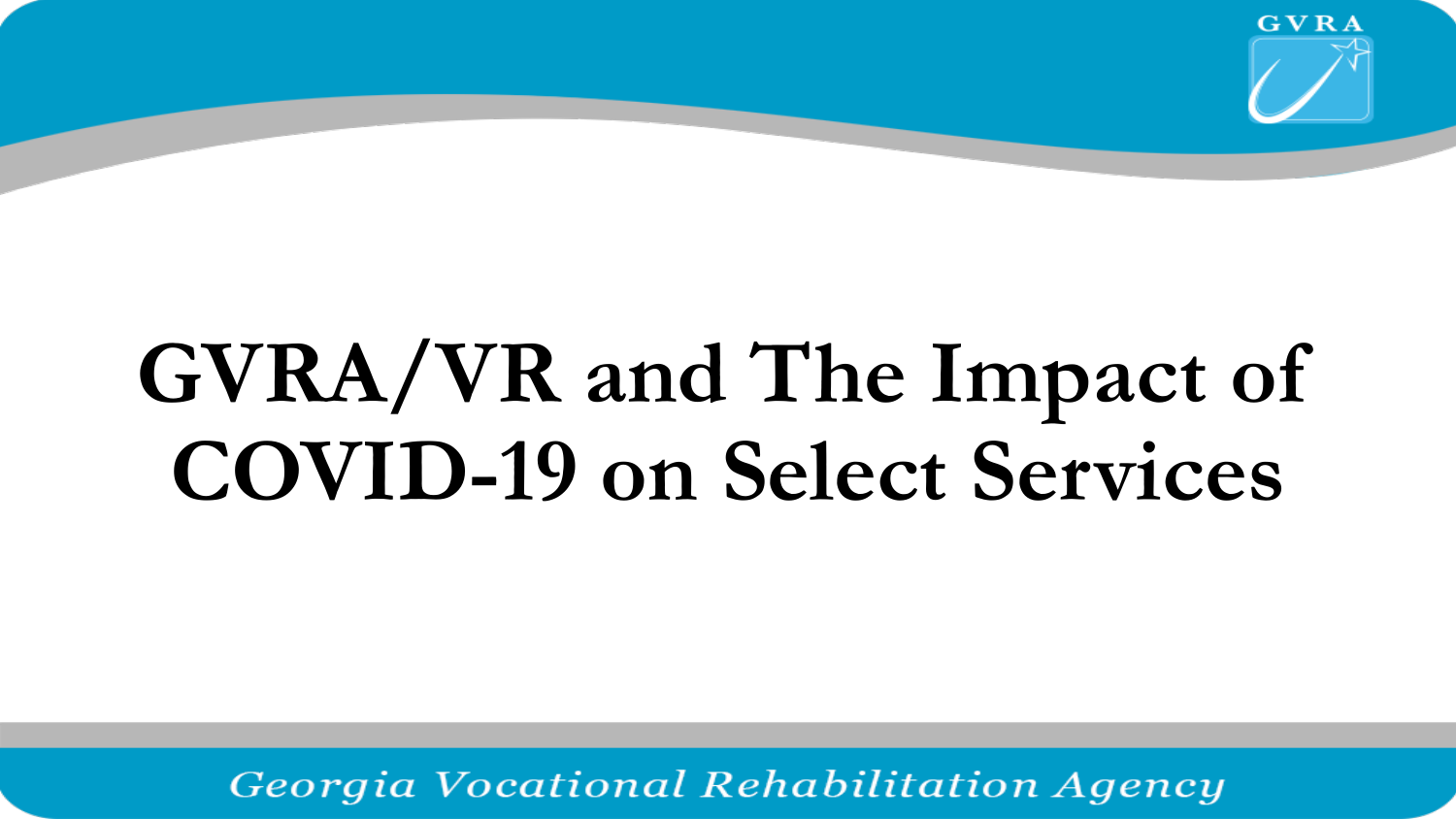# GVRA/VR and The Impact of COVID-19 on Select Services

*Georgia Vocational Rehabilitation Agency*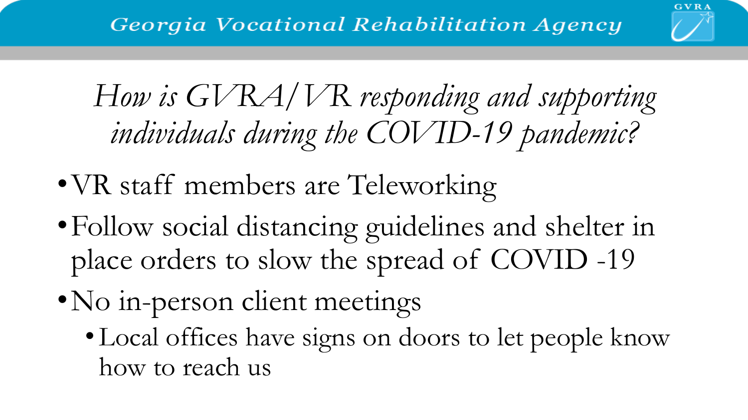*How is GVRA/VR responding and supporting individuals during the COVID-19 pandemic?*

- VR staff members are Teleworking
- Follow social distancing guidelines and shelter in place orders to slow the spread of COVID -19
- No in-person client meetings
  - Local offices have signs on doors to let people know how to reach us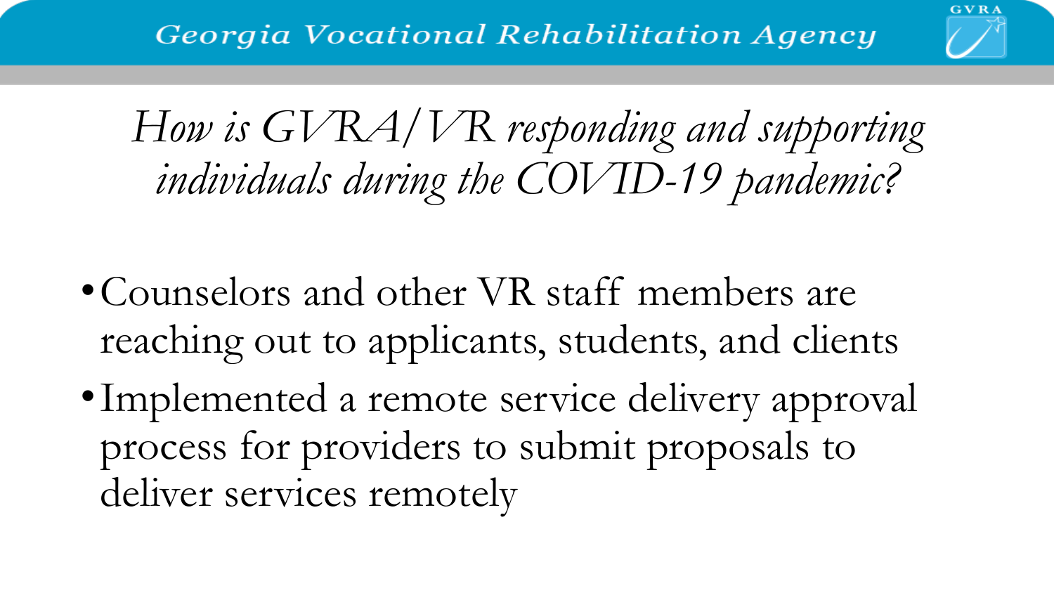## *How is GVRA/VR responding and supporting individuals during the COVID-19 pandemic?*

- Counselors and other VR staff members are reaching out to applicants, students, and clients
- Implemented a remote service delivery approval process for providers to submit proposals to deliver services remotely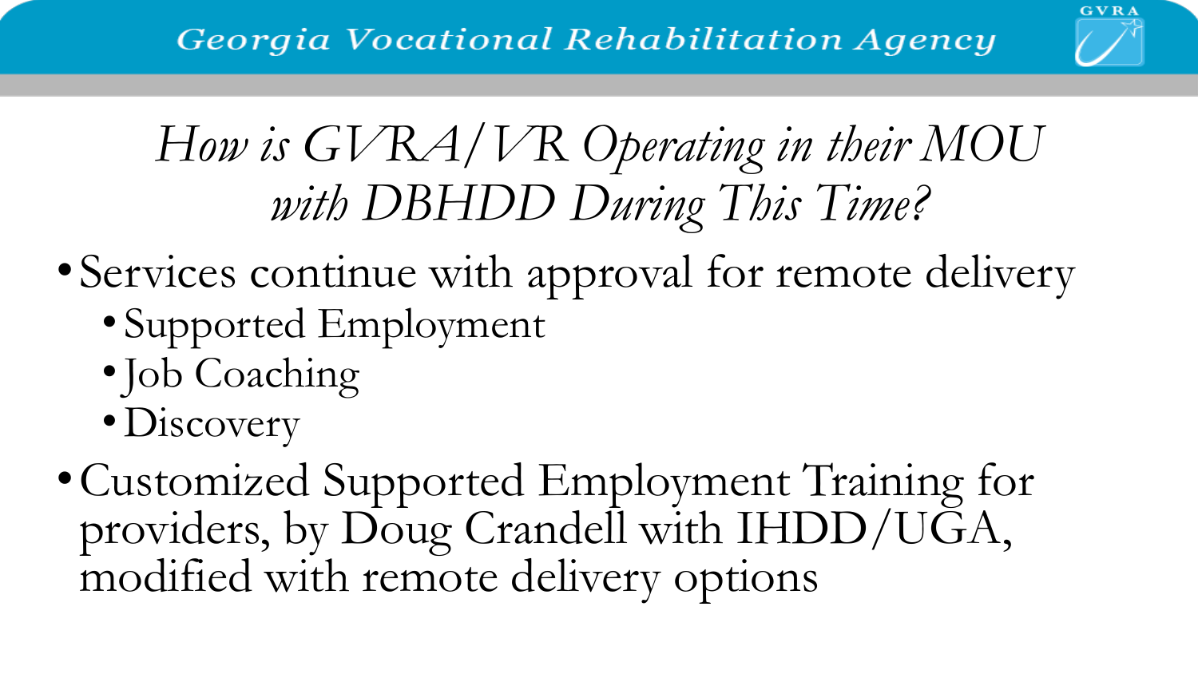# *How is GVRA/VR Operating in their MOU with DBHDD During This Time?*

- Services continue with approval for remote delivery
  - Supported Employment
  - Job Coaching
  - Discovery
- Customized Supported Employment Training for providers, by Doug Crandell with IHDD/UGA, modified with remote delivery options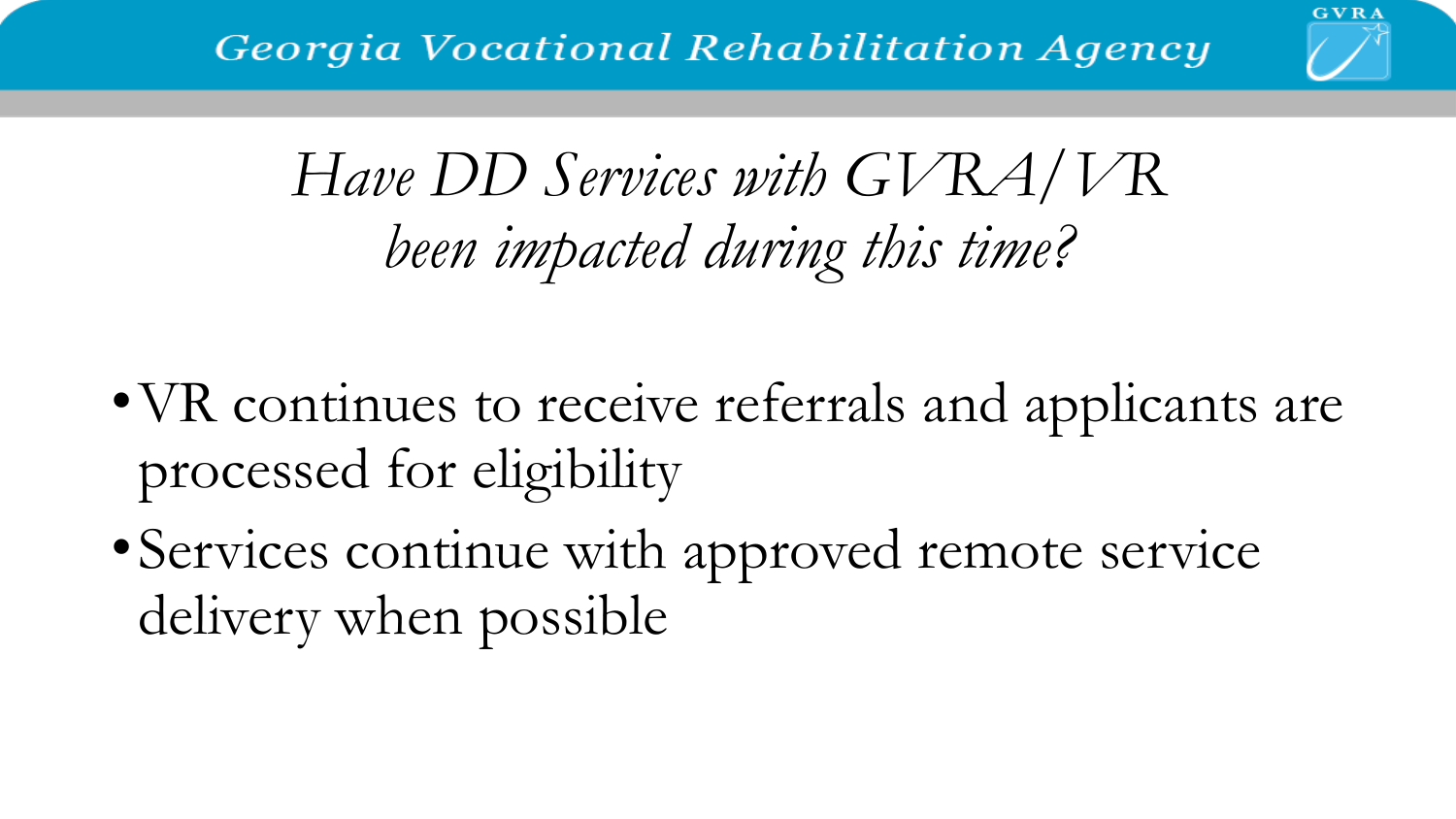# *Have DD Services with GVRA/VR been impacted during this time?*

- VR continues to receive referrals and applicants are processed for eligibility
- Services continue with approved remote service delivery when possible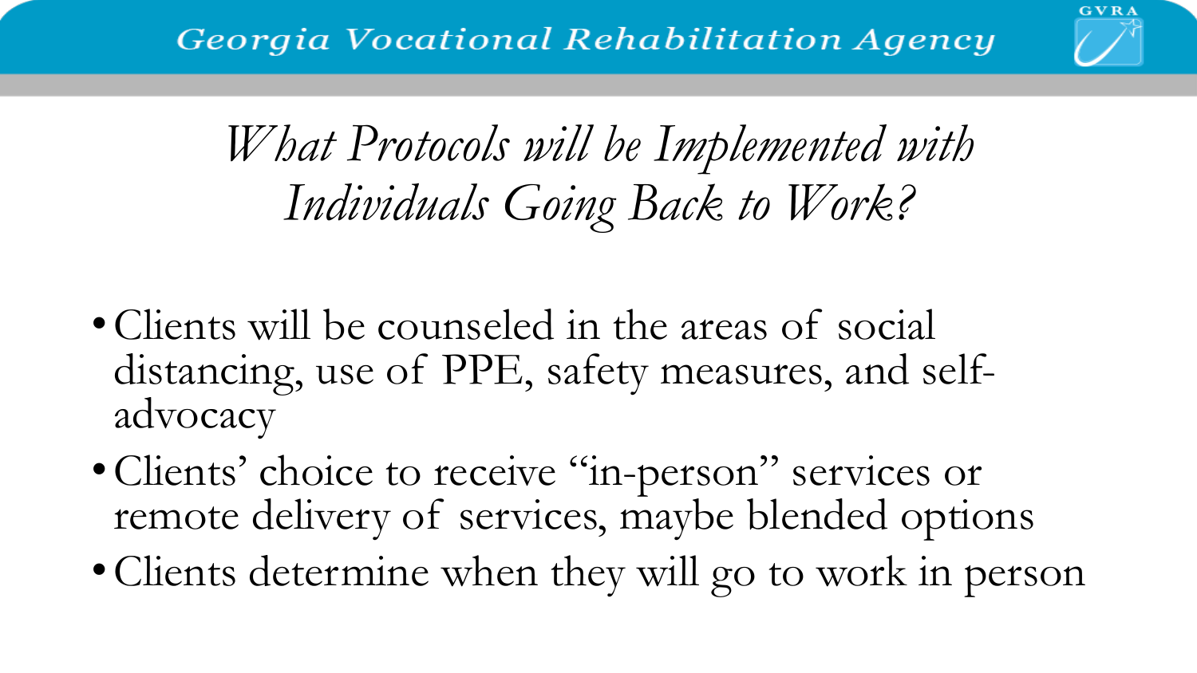# What Protocols will be Implemented with Individuals Going Back to Work?

- Clients will be counseled in the areas of social distancing, use of PPE, safety measures, and self-advocacy
- Clients' choice to receive "in-person" services or remote delivery of services, maybe blended options
- Clients determine when they will go to work in person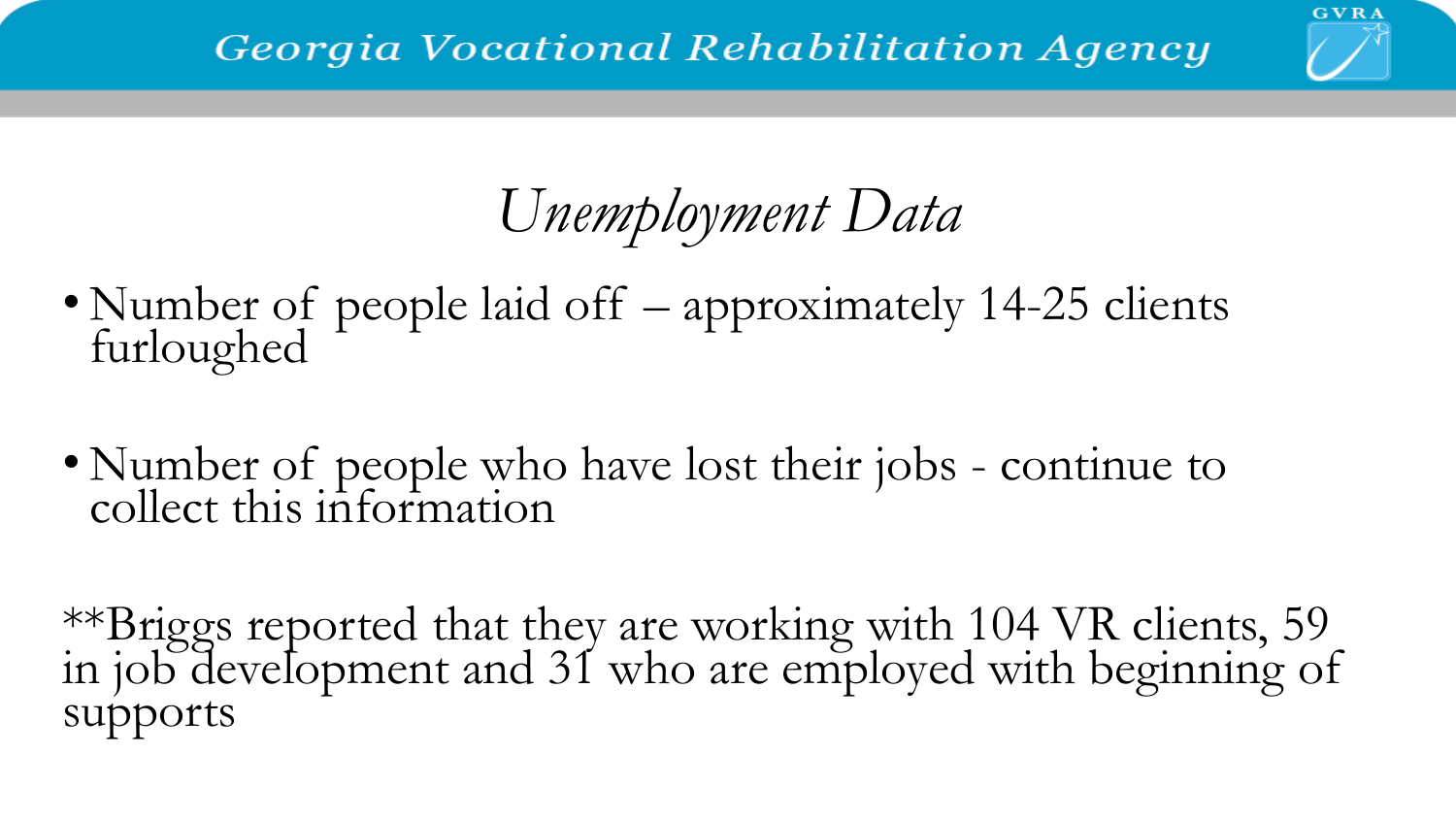# *Unemployment Data*

- Number of people laid off – approximately 14-25 clients furloughed
- Number of people who have lost their jobs - continue to collect this information

**Briggs reported that they are working with 104 VR clients, 59 in job development and 31 who are employed with beginning of supports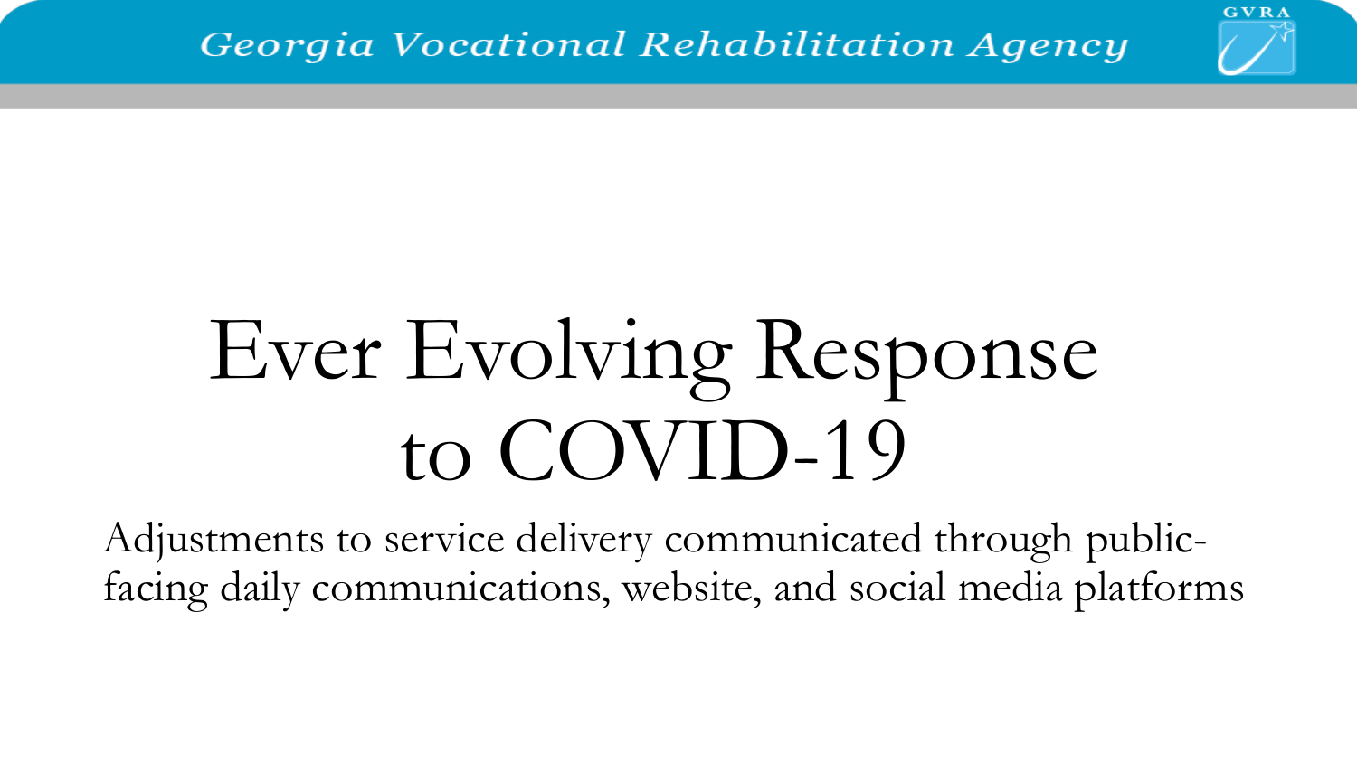# Ever Evolving Response to COVID-19

Adjustments to service delivery communicated through public-facing daily communications, website, and social media platforms